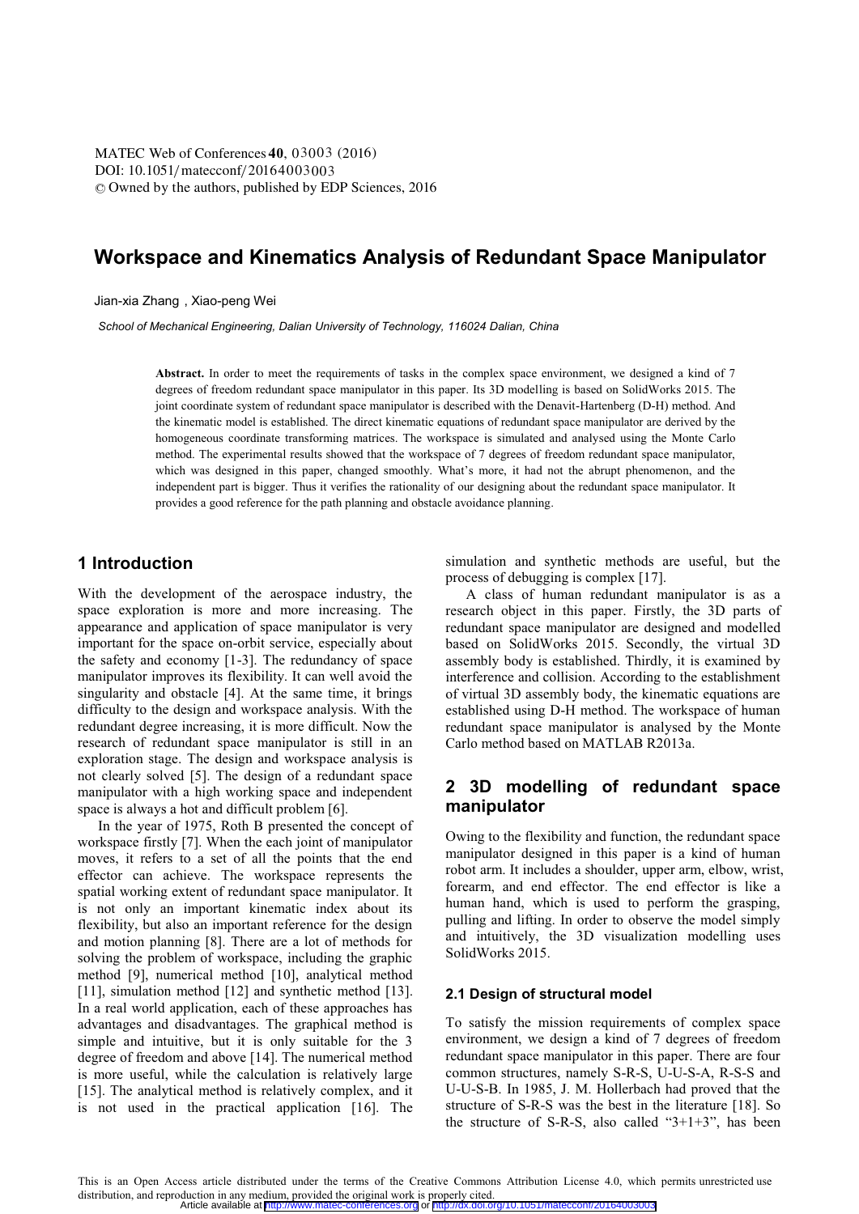# Workspace and Kinematics Analysis of Redundant Space Manipulator

Jian-xia Zhang , Xiao-peng Wei

*School of Mechanical Engineering, Dalian University of Technology, 116024 Dalian, China*

**Abstract.** In order to meet the requirements of tasks in the complex space environment, we designed a kind of 7 degrees of freedom redundant space manipulator in this paper. Its 3D modelling is based on SolidWorks 2015. The joint coordinate system of redundant space manipulator is described with the Denavit-Hartenberg (D-H) method. And the kinematic model is established. The direct kinematic equations of redundant space manipulator are derived by the homogeneous coordinate transforming matrices. The workspace is simulated and analysed using the Monte Carlo method. The experimental results showed that the workspace of 7 degrees of freedom redundant space manipulator, which was designed in this paper, changed smoothly. What's more, it had not the abrupt phenomenon, and the independent part is bigger. Thus it verifies the rationality of our designing about the redundant space manipulator. It provides a good reference for the path planning and obstacle avoidance planning.

## 1 Introduction

With the development of the aerospace industry, the space exploration is more and more increasing. The appearance and application of space manipulator is very important for the space on-orbit service, especially about the safety and economy [1-3]. The redundancy of space manipulator improves its flexibility. It can well avoid the singularity and obstacle [4]. At the same time, it brings difficulty to the design and workspace analysis. With the redundant degree increasing, it is more difficult. Now the research of redundant space manipulator is still in an exploration stage. The design and workspace analysis is not clearly solved [5]. The design of a redundant space manipulator with a high working space and independent space is always a hot and difficult problem [6].

In the year of 1975, Roth B presented the concept of workspace firstly [7]. When the each joint of manipulator moves, it refers to a set of all the points that the end effector can achieve. The workspace represents the spatial working extent of redundant space manipulator. It is not only an important kinematic index about its flexibility, but also an important reference for the design and motion planning [8]. There are a lot of methods for solving the problem of workspace, including the graphic method [9], numerical method [10], analytical method [11], simulation method [12] and synthetic method [13]. In a real world application, each of these approaches has advantages and disadvantages. The graphical method is simple and intuitive, but it is only suitable for the 3 degree of freedom and above [14]. The numerical method is more useful, while the calculation is relatively large [15]. The analytical method is relatively complex, and it is not used in the practical application [16]. The simulation and synthetic methods are useful, but the process of debugging is complex [17].

A class of human redundant manipulator is as a research object in this paper. Firstly, the 3D parts of redundant space manipulator are designed and modelled based on SolidWorks 2015. Secondly, the virtual 3D assembly body is established. Thirdly, it is examined by interference and collision. According to the establishment of virtual 3D assembly body, the kinematic equations are established using D-H method. The workspace of human redundant space manipulator is analysed by the Monte Carlo method based on MATLAB R2013a.

## 2 3D modelling of redundant space manipulator

Owing to the flexibility and function, the redundant space manipulator designed in this paper is a kind of human robot arm. It includes a shoulder, upper arm, elbow, wrist, forearm, and end effector. The end effector is like a human hand, which is used to perform the grasping, pulling and lifting. In order to observe the model simply and intuitively, the 3D visualization modelling uses SolidWorks 2015.

### 2.1 Design of structural model

To satisfy the mission requirements of complex space environment, we design a kind of 7 degrees of freedom redundant space manipulator in this paper. There are four common structures, namely S-R-S, U-U-S-A, R-S-S and U-U-S-B. In 1985, J. M. Hollerbach had proved that the structure of S-R-S was the best in the literature [18]. So the structure of S-R-S, also called "3+1+3", has been

This is an Open Access article distributed under the terms of the Creative Commons Attribution License 4.0, which permits unrestricted use distribution, and reproduction in any medium, provided the original work is properly cited.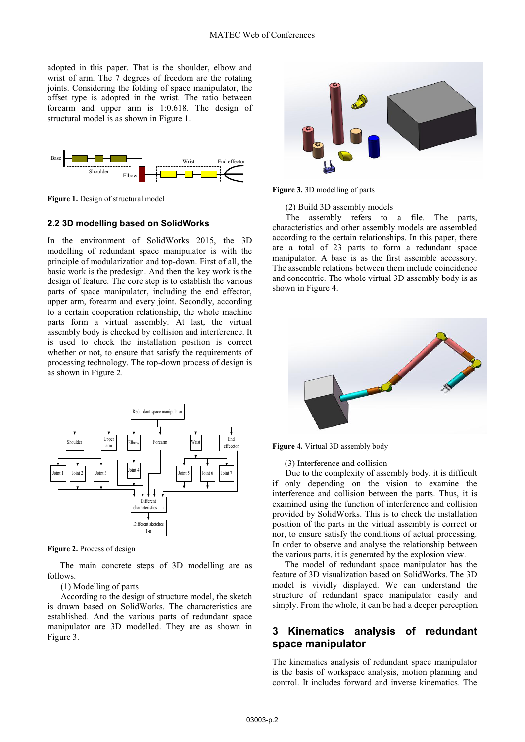adopted in this paper. That is the shoulder, elbow and wrist of arm. The 7 degrees of freedom are the rotating joints. Considering the folding of space manipulator, the offset type is adopted in the wrist. The ratio between forearm and upper arm is 1:0.618. The design of structural model is as shown in Figure 1.

**Figure 1.** Design of structural model

### 2.2 3D modelling based on SolidWorks

In the environment of SolidWorks 2015, the 3D modelling of redundant space manipulator is with the principle of modularization and top-down. First of all, the basic work is the predesign. And then the key work is the design of feature. The core step is to establish the various parts of space manipulator, including the end effector, upper arm, forearm and every joint. Secondly, according to a certain cooperation relationship, the whole machine parts form a virtual assembly. At last, the virtual assembly body is checked by collision and interference. It is used to check the installation position is correct whether or not, to ensure that satisfy the requirements of processing technology. The top-down process of design is as shown in Figure 2.

**Figure 2.** Process of design

The main concrete steps of 3D modelling are as follows.

(1) Modelling of parts

According to the design of structure model, the sketch is drawn based on SolidWorks. The characteristics are established. And the various parts of redundant space manipulator are 3D modelled. They are as shown in Figure 3.

**Figure 3.** 3D modelling of parts

(2) Build 3D assembly models

The assembly refers to a file. The parts, characteristics and other assembly models are assembled according to the certain relationships. In this paper, there are a total of 23 parts to form a redundant space manipulator. A base is as the first assemble accessory. The assemble relations between them include coincidence and concentric. The whole virtual 3D assembly body is as shown in Figure 4.

**Figure 4.** Virtual 3D assembly body

(3) Interference and collision

Due to the complexity of assembly body, it is difficult if only depending on the vision to examine the interference and collision between the parts. Thus, it is examined using the function of interference and collision provided by SolidWorks. This is to check the installation position of the parts in the virtual assembly is correct or nor, to ensure satisfy the conditions of actual processing. In order to observe and analyse the relationship between the various parts, it is generated by the explosion view.

The model of redundant space manipulator has the feature of 3D visualization based on SolidWorks. The 3D model is vividly displayed. We can understand the structure of redundant space manipulator easily and simply. From the whole, it can be had a deeper perception.

## 3 Kinematics analysis of redundant space manipulator

The kinematics analysis of redundant space manipulator is the basis of workspace analysis, motion planning and control. It includes forward and inverse kinematics. The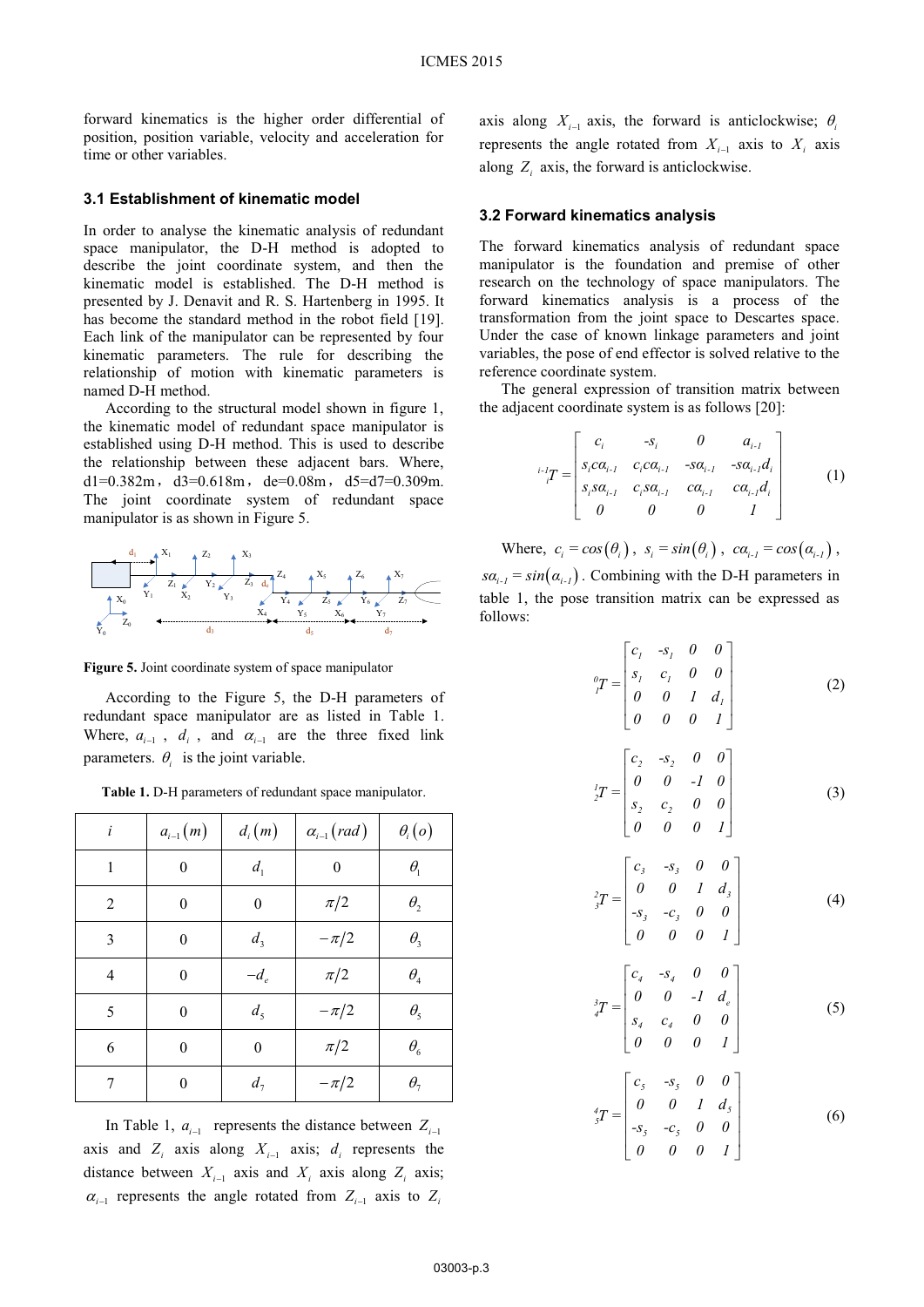forward kinematics is the higher order differential of position, position variable, velocity and acceleration for time or other variables.

### 3.1 Establishment of kinematic model

In order to analyse the kinematic analysis of redundant space manipulator, the D-H method is adopted to describe the joint coordinate system, and then the kinematic model is established. The D-H method is presented by J. Denavit and R. S. Hartenberg in 1995. It has become the standard method in the robot field [19]. Each link of the manipulator can be represented by four kinematic parameters. The rule for describing the relationship of motion with kinematic parameters is named D-H method.

According to the structural model shown in figure 1, the kinematic model of redundant space manipulator is established using D-H method. This is used to describe the relationship between these adjacent bars. Where, d1=0.382m，d3=0.618m，de=0.08m，d5=d7=0.309m. The joint coordinate system of redundant space manipulator is as shown in Figure 5.

**Figure 5.** Joint coordinate system of space manipulator

According to the Figure 5, the D-H parameters of redundant space manipulator are as listed in Table 1. Where, $a_{i-1}$, $d_i$, and $\alpha_{i-1}$ are the three fixed link parameters. $\theta_i$ is the joint variable.

**Table 1.** D-H parameters of redundant space manipulator.

| $i$ | $a_{i-1}(m)$ | $d_i(m)$ | $\alpha_{i-1}(rad)$ | $\theta_i(o)$ |
|---|---|---|---|---|
| 1 | 0 | $d_1$ | 0 | $\theta_1$ |
| 2 | 0 | 0 | $\pi/2$ | $\theta_2$ |
| 3 | 0 | $d_3$ | $-\pi/2$ | $\theta_3$ |
| 4 | 0 | $-d_e$ | $\pi/2$ | $\theta_4$ |
| 5 | 0 | $d_5$ | $-\pi/2$ | $\theta_5$ |
| 6 | 0 | 0 | $\pi/2$ | $\theta_6$ |
| 7 | 0 | $d_7$ | $-\pi/2$ | $\theta_7$ |

In Table 1, $a_{i-1}$ represents the distance between $Z_{i-1}$ axis and $Z_i$ axis along $X_{i-1}$ axis; $d_i$ represents the distance between $X_{i-1}$ axis and $X_i$ axis along $Z_i$ axis; $\alpha_{i-1}$ represents the angle rotated from $Z_{i-1}$ axis to $Z_i$ axis along $X_{i-1}$ axis, the forward is anticlockwise; $\theta_i$ represents the angle rotated from $X_{i-1}$ axis to $X_i$ axis along $Z_i$ axis, the forward is anticlockwise.

### 3.2 Forward kinematics analysis

The forward kinematics analysis of redundant space manipulator is the foundation and premise of other research on the technology of space manipulators. The forward kinematics analysis is a process of the transformation from the joint space to Descartes space. Under the case of known linkage parameters and joint variables, the pose of end effector is solved relative to the reference coordinate system.

The general expression of transition matrix between the adjacent coordinate system is as follows [20]:

$$ {}^{i-1}_{i}T = \begin{bmatrix} c_i & -s_i & 0 & a_{i-1} \\ s_i c\alpha_{i-1} & c_i c\alpha_{i-1} & -s\alpha_{i-1} & -s\alpha_{i-1} d_i \\ s_i s\alpha_{i-1} & c_i s\alpha_{i-1} & c\alpha_{i-1} & c\alpha_{i-1} d_i \\ 0 & 0 & 0 & 1 \end{bmatrix} \tag{1} $$

Where, $c_i = cos(\theta_i)$, $s_i = sin(\theta_i)$, $c\alpha_{i-1} = cos(\alpha_{i-1})$, $s\alpha_{i-1} = sin(\alpha_{i-1})$. Combining with the D-H parameters in table 1, the pose transition matrix can be expressed as follows:

$$ {}^{0}_{1}T = \begin{bmatrix} c_1 & -s_1 & 0 & 0 \\ s_1 & c_1 & 0 & 0 \\ 0 & 0 & 1 & d_1 \\ 0 & 0 & 0 & 1 \end{bmatrix} \tag{2} $$

$$ {}^{1}_{2}T = \begin{bmatrix} c_2 & -s_2 & 0 & 0 \\ 0 & 0 & -1 & 0 \\ s_2 & c_2 & 0 & 0 \\ 0 & 0 & 0 & 1 \end{bmatrix} \tag{3} $$

$$ {}^{2}_{3}T = \begin{bmatrix} c_3 & -s_3 & 0 & 0 \\ 0 & 0 & 1 & d_3 \\ -s_3 & -c_3 & 0 & 0 \\ 0 & 0 & 0 & 1 \end{bmatrix} \tag{4} $$

$$ {}^{3}_{4}T = \begin{bmatrix} c_4 & -s_4 & 0 & 0 \\ 0 & 0 & -1 & d_e \\ s_4 & c_4 & 0 & 0 \\ 0 & 0 & 0 & 1 \end{bmatrix} \tag{5} $$

$$ {}^{4}_{5}T = \begin{bmatrix} c_5 & -s_5 & 0 & 0 \\ 0 & 0 & 1 & d_5 \\ -s_5 & -c_5 & 0 & 0 \\ 0 & 0 & 0 & 1 \end{bmatrix} \tag{6} $$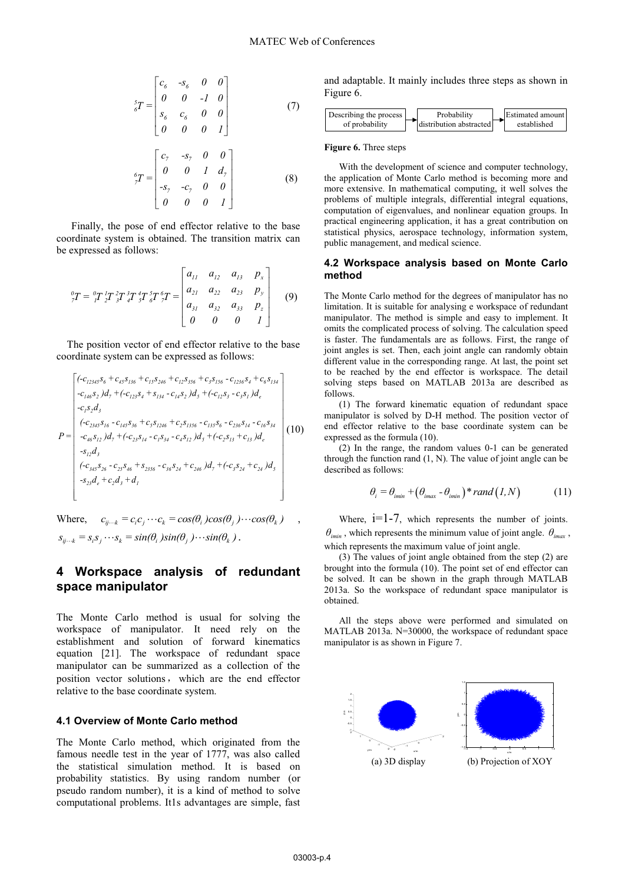$$
{}^{5}_{6}T = \begin{bmatrix} c_6 & -s_6 & 0 & 0 \\ 0 & 0 & -1 & 0 \\ s_6 & c_6 & 0 & 0 \\ 0 & 0 & 0 & 1 \end{bmatrix} \tag{7}
$$

$$
{}^{6}_{7}T = \begin{bmatrix} c_7 & -s_7 & 0 & 0 \\ 0 & 0 & 1 & d_7 \\ -s_7 & -c_7 & 0 & 0 \\ 0 & 0 & 0 & 1 \end{bmatrix} \tag{8}
$$

Finally, the pose of end effector relative to the base coordinate system is obtained. The transition matrix can be expressed as follows:

$$
{}^{0}_{7}T = {}^{0}_{1}T\,{}^{1}_{2}T\,{}^{2}_{3}T\,{}^{3}_{4}T\,{}^{4}_{5}T\,{}^{5}_{6}T\,{}^{6}_{7}T = \begin{bmatrix} a_{11} & a_{12} & a_{13} & p_x \\ a_{21} & a_{22} & a_{23} & p_y \\ a_{31} & a_{32} & a_{33} & p_z \\ 0 & 0 & 0 & 1 \end{bmatrix} \tag{9}
$$

The position vector of end effector relative to the base coordinate system can be expressed as follows:

$$
P = \begin{bmatrix} (-c_{12345}s_6 + c_{45}s_{136} + c_{15}s_{246} + c_{12}s_{356} + c_3 s_{156} - c_{1236}s_4 + c_6 s_{134} \\ -c_{146}s_2)d_7 + (-c_{123}s_4 + s_{134} - c_{14}s_2)d_5 + (-c_{12}s_3 - c_3 s_1)d_e \\ -c_1 s_2 d_3 \\ (-c_{2345}s_{16} - c_{145}s_{36} + c_5 s_{1246} + c_2 s_{1356} - c_{135}s_6 - c_{236}s_{14} - c_{16}s_{34} \\ -c_{46}s_{12})d_7 + (-c_{23}s_{14} - c_1 s_{34} - c_4 s_{12})d_5 + (-c_2 s_{13} + c_{13})d_e \\ -s_{12}d_3 \\ (-c_{345}s_{26} - c_{25}s_{46} + s_{2356} - c_{36}s_{24} + c_{246})d_7 + (-c_3 s_{24} + c_{24})d_5 \\ -s_{23}d_e + c_2 d_3 + d_1 \end{bmatrix} \tag{10}
$$

Where, $c_{ij\cdots k} = c_i c_j \cdots c_k = cos(\theta_i)cos(\theta_j)\cdots cos(\theta_k)$ , $s_{ij\cdots k} = s_i s_j \cdots s_k = sin(\theta_i)sin(\theta_j)\cdots sin(\theta_k)$ .

## 4 Workspace analysis of redundant space manipulator

The Monte Carlo method is usual for solving the workspace of manipulator. It need rely on the establishment and solution of forward kinematics equation [21]. The workspace of redundant space manipulator can be summarized as a collection of the position vector solutions，which are the end effector relative to the base coordinate system.

### 4.1 Overview of Monte Carlo method

The Monte Carlo method, which originated from the famous needle test in the year of 1777, was also called the statistical simulation method. It is based on probability statistics. By using random number (or pseudo random number), it is a kind of method to solve computational problems. It1s advantages are simple, fast and adaptable. It mainly includes three steps as shown in Figure 6.

Describing the process of probability → Probability distribution abstracted → Estimated amount established

**Figure 6.** Three steps

With the development of science and computer technology, the application of Monte Carlo method is becoming more and more extensive. In mathematical computing, it well solves the problems of multiple integrals, differential integral equations, computation of eigenvalues, and nonlinear equation groups. In practical engineering application, it has a great contribution on statistical physics, aerospace technology, information system, public management, and medical science.

### 4.2 Workspace analysis based on Monte Carlo method

The Monte Carlo method for the degrees of manipulator has no limitation. It is suitable for analysing e workspace of redundant manipulator. The method is simple and easy to implement. It omits the complicated process of solving. The calculation speed is faster. The fundamentals are as follows. First, the range of joint angles is set. Then, each joint angle can randomly obtain different value in the corresponding range. At last, the point set to be reached by the end effector is workspace. The detail solving steps based on MATLAB 2013a are described as follows.

(1) The forward kinematic equation of redundant space manipulator is solved by D-H method. The position vector of end effector relative to the base coordinate system can be expressed as the formula (10).

(2) In the range, the random values 0-1 can be generated through the function rand (1, N). The value of joint angle can be described as follows:

$$
\theta_i = \theta_{imin} + \left(\theta_{imax} - \theta_{imin}\right) * rand\left(1, N\right) \tag{11}
$$

Where, $i$=1-7, which represents the number of joints. $\theta_{imin}$ , which represents the minimum value of joint angle. $\theta_{imax}$ , which represents the maximum value of joint angle.

(3) The values of joint angle obtained from the step (2) are brought into the formula (10). The point set of end effector can be solved. It can be shown in the graph through MATLAB 2013a. So the workspace of redundant space manipulator is obtained.

All the steps above were performed and simulated on MATLAB 2013a. N=30000, the workspace of redundant space manipulator is as shown in Figure 7.

(a) 3D display　　(b) Projection of XOY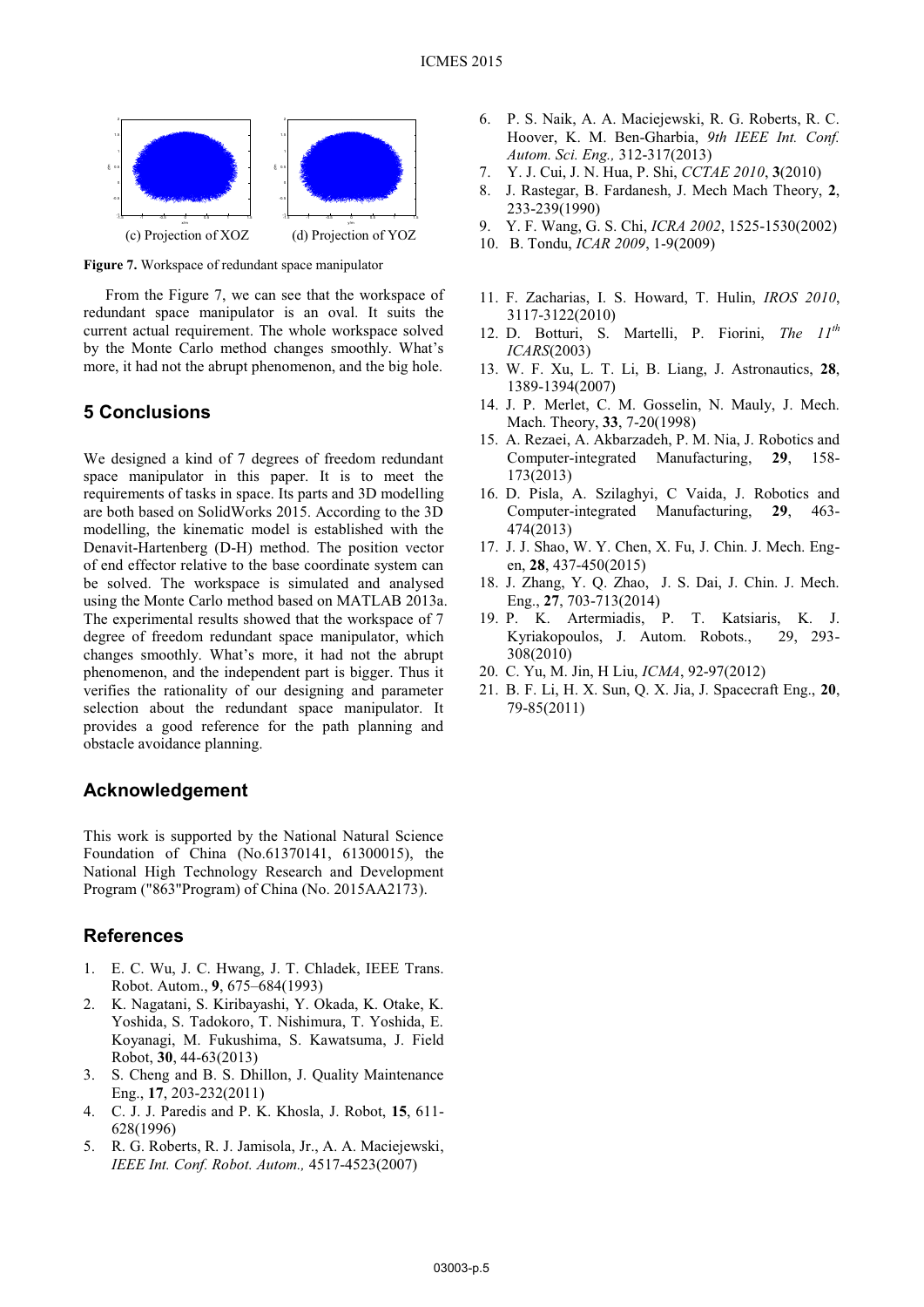(c) Projection of XOZ

(d) Projection of YOZ

**Figure 7.** Workspace of redundant space manipulator

From the Figure 7, we can see that the workspace of redundant space manipulator is an oval. It suits the current actual requirement. The whole workspace solved by the Monte Carlo method changes smoothly. What's more, it had not the abrupt phenomenon, and the big hole.

## 5 Conclusions

We designed a kind of 7 degrees of freedom redundant space manipulator in this paper. It is to meet the requirements of tasks in space. Its parts and 3D modelling are both based on SolidWorks 2015. According to the 3D modelling, the kinematic model is established with the Denavit-Hartenberg (D-H) method. The position vector of end effector relative to the base coordinate system can be solved. The workspace is simulated and analysed using the Monte Carlo method based on MATLAB 2013a. The experimental results showed that the workspace of 7 degree of freedom redundant space manipulator, which changes smoothly. What's more, it had not the abrupt phenomenon, and the independent part is bigger. Thus it verifies the rationality of our designing and parameter selection about the redundant space manipulator. It provides a good reference for the path planning and obstacle avoidance planning.

## Acknowledgement

This work is supported by the National Natural Science Foundation of China (No.61370141, 61300015), the National High Technology Research and Development Program ("863"Program) of China (No. 2015AA2173).

## References

1. E. C. Wu, J. C. Hwang, J. T. Chladek, IEEE Trans. Robot. Autom., **9**, 675–684(1993)
2. K. Nagatani, S. Kiribayashi, Y. Okada, K. Otake, K. Yoshida, S. Tadokoro, T. Nishimura, T. Yoshida, E. Koyanagi, M. Fukushima, S. Kawatsuma, J. Field Robot, **30**, 44-63(2013)
3. S. Cheng and B. S. Dhillon, J. Quality Maintenance Eng., **17**, 203-232(2011)
4. C. J. J. Paredis and P. K. Khosla, J. Robot, **15**, 611-628(1996)
5. R. G. Roberts, R. J. Jamisola, Jr., A. A. Maciejewski, *IEEE Int. Conf. Robot. Autom.,* 4517-4523(2007)
6. P. S. Naik, A. A. Maciejewski, R. G. Roberts, R. C. Hoover, K. M. Ben-Gharbia, *9th IEEE Int. Conf. Autom. Sci. Eng.,* 312-317(2013)
7. Y. J. Cui, J. N. Hua, P. Shi, *CCTAE 2010*, **3**(2010)
8. J. Rastegar, B. Fardanesh, J. Mech Mach Theory, **2**, 233-239(1990)
9. Y. F. Wang, G. S. Chi, *ICRA 2002*, 1525-1530(2002)
10. B. Tondu, *ICAR 2009*, 1-9(2009)
11. F. Zacharias, I. S. Howard, T. Hulin, *IROS 2010*, 3117-3122(2010)
12. D. Botturi, S. Martelli, P. Fiorini, *The 11th ICARS*(2003)
13. W. F. Xu, L. T. Li, B. Liang, J. Astronautics, **28**, 1389-1394(2007)
14. J. P. Merlet, C. M. Gosselin, N. Mauly, J. Mech. Mach. Theory, **33**, 7-20(1998)
15. A. Rezaei, A. Akbarzadeh, P. M. Nia, J. Robotics and Computer-integrated Manufacturing, **29**, 158-173(2013)
16. D. Pisla, A. Szilaghyi, C Vaida, J. Robotics and Computer-integrated Manufacturing, **29**, 463-474(2013)
17. J. J. Shao, W. Y. Chen, X. Fu, J. Chin. J. Mech. Eng-en, **28**, 437-450(2015)
18. J. Zhang, Y. Q. Zhao, J. S. Dai, J. Chin. J. Mech. Eng., **27**, 703-713(2014)
19. P. K. Artermiadis, P. T. Katsiaris, K. J. Kyriakopoulos, J. Autom. Robots., 29, 293-308(2010)
20. C. Yu, M. Jin, H Liu, *ICMA*, 92-97(2012)
21. B. F. Li, H. X. Sun, Q. X. Jia, J. Spacecraft Eng., **20**, 79-85(2011)